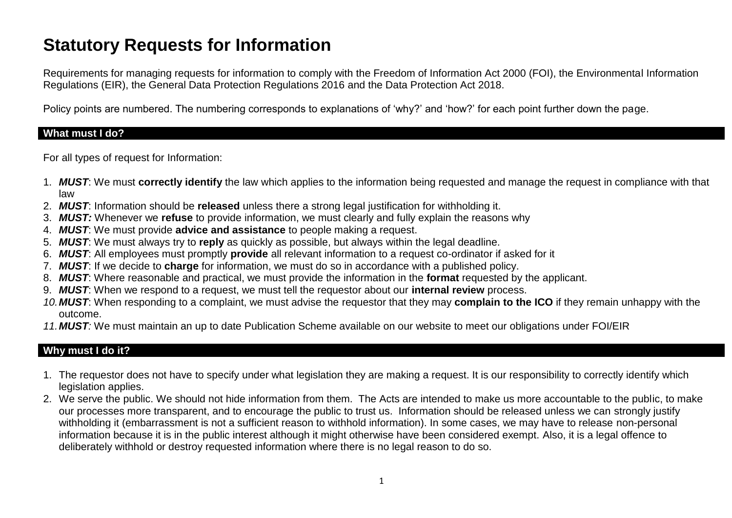# Statutory Requests for Information

Requirements for managing requests for information to comply with the Freedom of Information Act 2000 (FOI), the Environmental Information Regulations (EIR), the General Data Protection Regulations 2016 and the Data Protection Act 2018.

Policy points are numbered. The numbering corresponds to explanations of 'why?' and 'how?' for each point further down the page.

## What must I do?

For all types of request for Information:

1. ***MUST***: We must **correctly identify** the law which applies to the information being requested and manage the request in compliance with that law
2. ***MUST***: Information should be **released** unless there a strong legal justification for withholding it.
3. ***MUST:*** Whenever we **refuse** to provide information, we must clearly and fully explain the reasons why
4. ***MUST***: We must provide **advice and assistance** to people making a request.
5. ***MUST***: We must always try to **reply** as quickly as possible, but always within the legal deadline.
6. ***MUST***: All employees must promptly **provide** all relevant information to a request co-ordinator if asked for it
7. ***MUST***: If we decide to **charge** for information, we must do so in accordance with a published policy.
8. ***MUST***: Where reasonable and practical, we must provide the information in the **format** requested by the applicant.
9. ***MUST***: When we respond to a request, we must tell the requestor about our **internal review** process.
10. ***MUST***: When responding to a complaint, we must advise the requestor that they may **complain to the ICO** if they remain unhappy with the outcome.
11. ***MUST:*** We must maintain an up to date Publication Scheme available on our website to meet our obligations under FOI/EIR

## Why must I do it?

1. The requestor does not have to specify under what legislation they are making a request. It is our responsibility to correctly identify which legislation applies.
2. We serve the public. We should not hide information from them. The Acts are intended to make us more accountable to the public, to make our processes more transparent, and to encourage the public to trust us. Information should be released unless we can strongly justify withholding it (embarrassment is not a sufficient reason to withhold information). In some cases, we may have to release non-personal information because it is in the public interest although it might otherwise have been considered exempt. Also, it is a legal offence to deliberately withhold or destroy requested information where there is no legal reason to do so.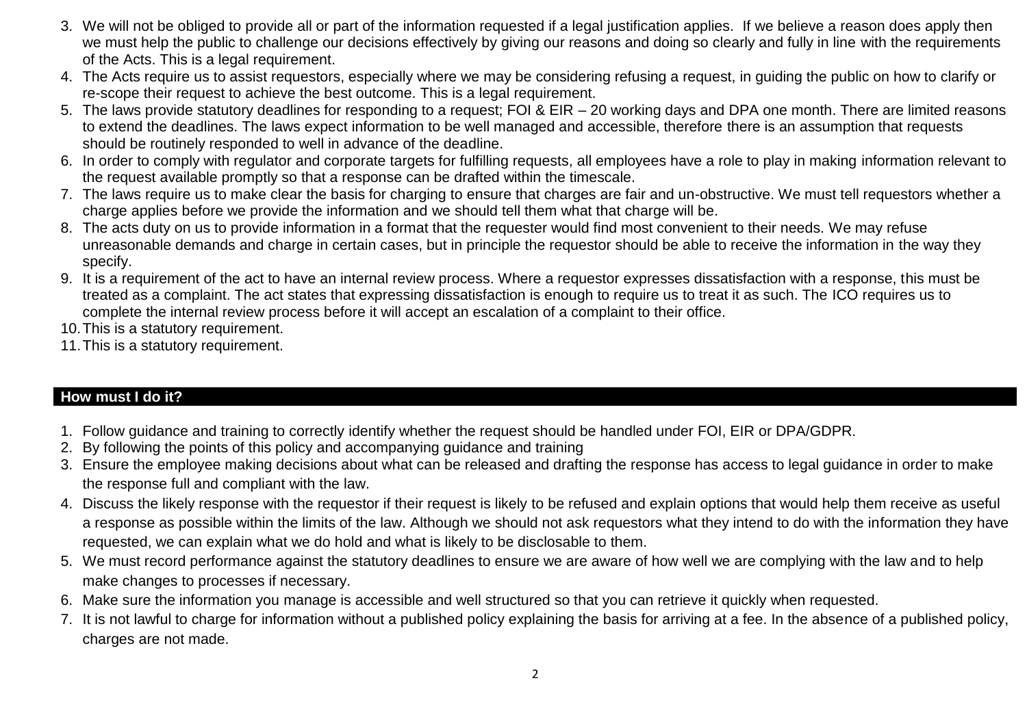3. We will not be obliged to provide all or part of the information requested if a legal justification applies. If we believe a reason does apply then we must help the public to challenge our decisions effectively by giving our reasons and doing so clearly and fully in line with the requirements of the Acts. This is a legal requirement.
4. The Acts require us to assist requestors, especially where we may be considering refusing a request, in guiding the public on how to clarify or re-scope their request to achieve the best outcome. This is a legal requirement.
5. The laws provide statutory deadlines for responding to a request; FOI & EIR – 20 working days and DPA one month. There are limited reasons to extend the deadlines. The laws expect information to be well managed and accessible, therefore there is an assumption that requests should be routinely responded to well in advance of the deadline.
6. In order to comply with regulator and corporate targets for fulfilling requests, all employees have a role to play in making information relevant to the request available promptly so that a response can be drafted within the timescale.
7. The laws require us to make clear the basis for charging to ensure that charges are fair and un-obstructive. We must tell requestors whether a charge applies before we provide the information and we should tell them what that charge will be.
8. The acts duty on us to provide information in a format that the requester would find most convenient to their needs. We may refuse unreasonable demands and charge in certain cases, but in principle the requestor should be able to receive the information in the way they specify.
9. It is a requirement of the act to have an internal review process. Where a requestor expresses dissatisfaction with a response, this must be treated as a complaint. The act states that expressing dissatisfaction is enough to require us to treat it as such. The ICO requires us to complete the internal review process before it will accept an escalation of a complaint to their office.
10. This is a statutory requirement.
11. This is a statutory requirement.

## How must I do it?

1. Follow guidance and training to correctly identify whether the request should be handled under FOI, EIR or DPA/GDPR.
2. By following the points of this policy and accompanying guidance and training
3. Ensure the employee making decisions about what can be released and drafting the response has access to legal guidance in order to make the response full and compliant with the law.
4. Discuss the likely response with the requestor if their request is likely to be refused and explain options that would help them receive as useful a response as possible within the limits of the law. Although we should not ask requestors what they intend to do with the information they have requested, we can explain what we do hold and what is likely to be disclosable to them.
5. We must record performance against the statutory deadlines to ensure we are aware of how well we are complying with the law and to help make changes to processes if necessary.
6. Make sure the information you manage is accessible and well structured so that you can retrieve it quickly when requested.
7. It is not lawful to charge for information without a published policy explaining the basis for arriving at a fee. In the absence of a published policy, charges are not made.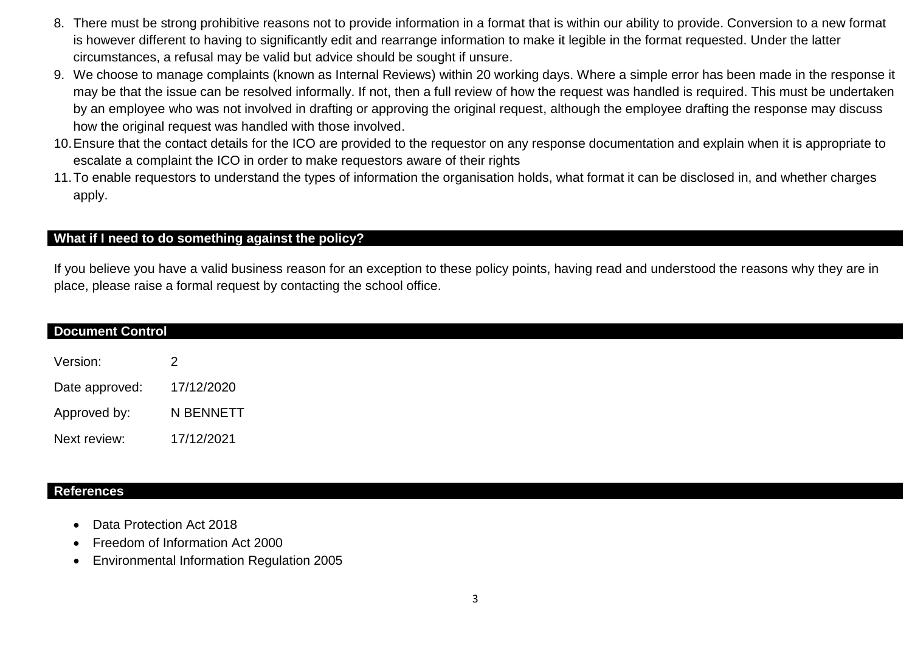8. There must be strong prohibitive reasons not to provide information in a format that is within our ability to provide. Conversion to a new format is however different to having to significantly edit and rearrange information to make it legible in the format requested. Under the latter circumstances, a refusal may be valid but advice should be sought if unsure.
9. We choose to manage complaints (known as Internal Reviews) within 20 working days. Where a simple error has been made in the response it may be that the issue can be resolved informally. If not, then a full review of how the request was handled is required. This must be undertaken by an employee who was not involved in drafting or approving the original request, although the employee drafting the response may discuss how the original request was handled with those involved.
10. Ensure that the contact details for the ICO are provided to the requestor on any response documentation and explain when it is appropriate to escalate a complaint the ICO in order to make requestors aware of their rights
11. To enable requestors to understand the types of information the organisation holds, what format it can be disclosed in, and whether charges apply.

## What if I need to do something against the policy?

If you believe you have a valid business reason for an exception to these policy points, having read and understood the reasons why they are in place, please raise a formal request by contacting the school office.

## Document Control

| | |
|---|---|
| Version: | 2 |
| Date approved: | 17/12/2020 |
| Approved by: | N BENNETT |
| Next review: | 17/12/2021 |

## References

- Data Protection Act 2018
- Freedom of Information Act 2000
- Environmental Information Regulation 2005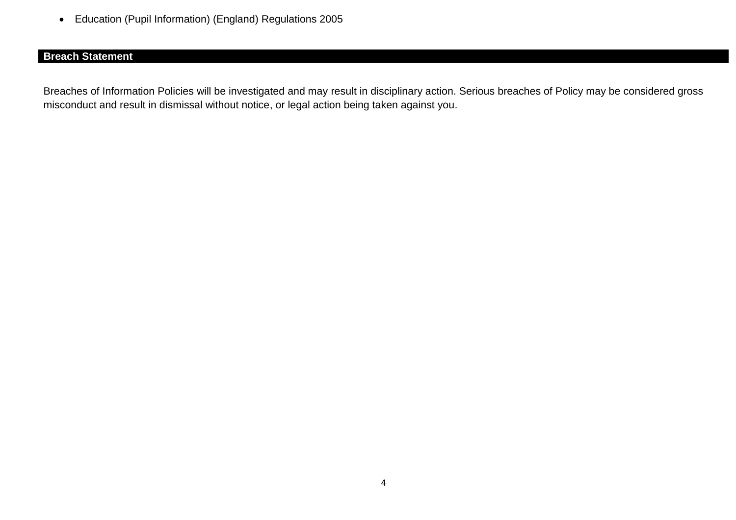- Education (Pupil Information) (England) Regulations 2005

## Breach Statement

Breaches of Information Policies will be investigated and may result in disciplinary action. Serious breaches of Policy may be considered gross misconduct and result in dismissal without notice, or legal action being taken against you.